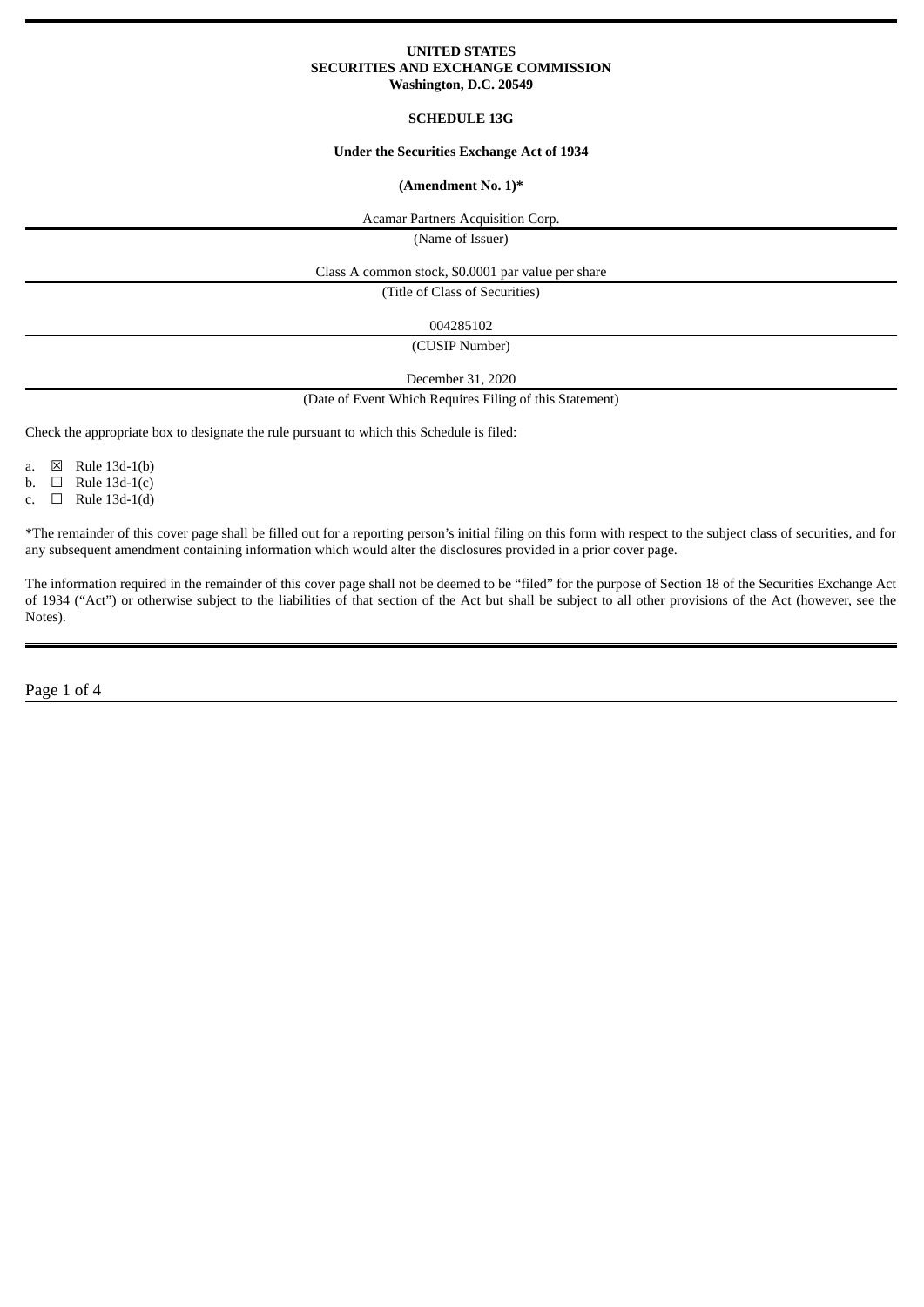**UNITED STATES**
**SECURITIES AND EXCHANGE COMMISSION**
**Washington, D.C. 20549**

**SCHEDULE 13G**

**Under the Securities Exchange Act of 1934**

**(Amendment No. 1)***

Acamar Partners Acquisition Corp.

(Name of Issuer)

Class A common stock, $0.0001 par value per share

(Title of Class of Securities)

004285102

(CUSIP Number)

December 31, 2020

(Date of Event Which Requires Filing of this Statement)

Check the appropriate box to designate the rule pursuant to which this Schedule is filed:

a. ☒ Rule 13d-1(b)
b. ☐ Rule 13d-1(c)
c. ☐ Rule 13d-1(d)

*The remainder of this cover page shall be filled out for a reporting person's initial filing on this form with respect to the subject class of securities, and for any subsequent amendment containing information which would alter the disclosures provided in a prior cover page.

The information required in the remainder of this cover page shall not be deemed to be "filed" for the purpose of Section 18 of the Securities Exchange Act of 1934 ("Act") or otherwise subject to the liabilities of that section of the Act but shall be subject to all other provisions of the Act (however, see the Notes).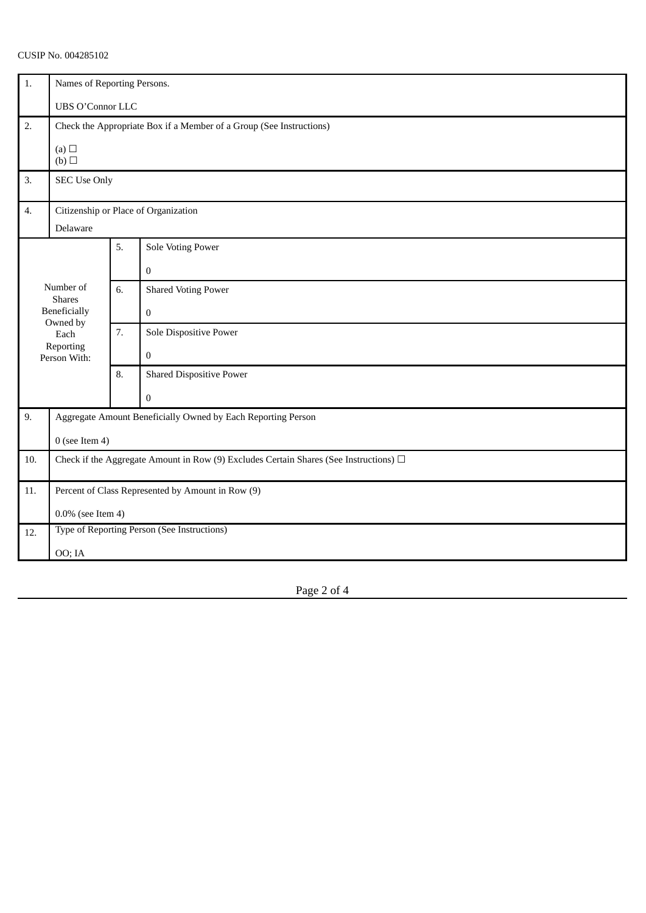CUSIP No. 004285102

| | | | |
|---|---|---|---|
| 1. | Names of Reporting Persons.<br><br>UBS O'Connor LLC | | |
| 2. | Check the Appropriate Box if a Member of a Group (See Instructions)<br><br>(a) ☐<br>(b) ☐ | | |
| 3. | SEC Use Only | | |
| 4. | Citizenship or Place of Organization<br><br>Delaware | | |
| Number of Shares Beneficially Owned by Each Reporting Person With: | 5. | Sole Voting Power<br><br>0 | |
| | 6. | Shared Voting Power<br><br>0 | |
| | 7. | Sole Dispositive Power<br><br>0 | |
| | 8. | Shared Dispositive Power<br><br>0 | |
| 9. | Aggregate Amount Beneficially Owned by Each Reporting Person<br><br>0 (see Item 4) | | |
| 10. | Check if the Aggregate Amount in Row (9) Excludes Certain Shares (See Instructions) ☐ | | |
| 11. | Percent of Class Represented by Amount in Row (9)<br><br>0.0% (see Item 4) | | |
| 12. | Type of Reporting Person (See Instructions)<br><br>OO; IA | | |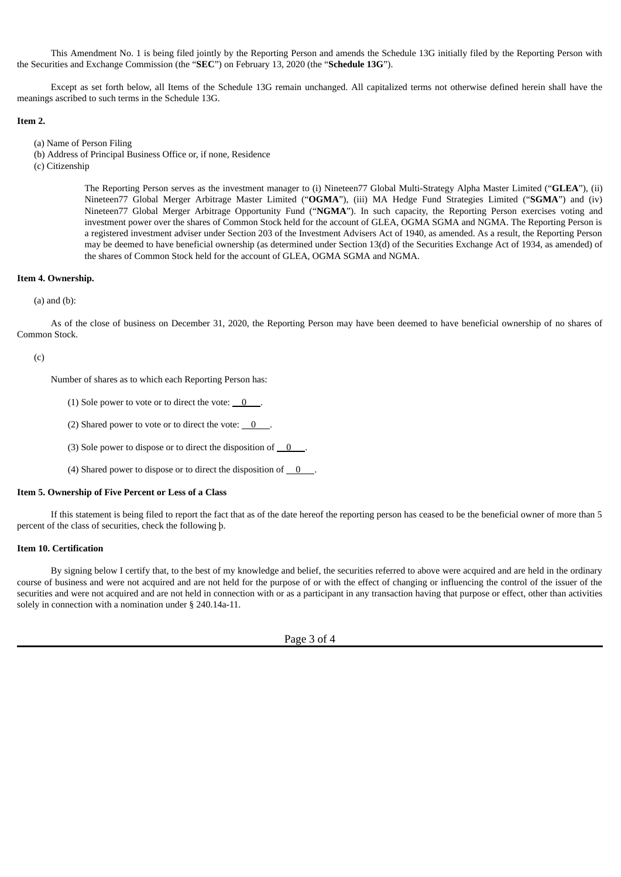This Amendment No. 1 is being filed jointly by the Reporting Person and amends the Schedule 13G initially filed by the Reporting Person with the Securities and Exchange Commission (the "**SEC**") on February 13, 2020 (the "**Schedule 13G**").

Except as set forth below, all Items of the Schedule 13G remain unchanged. All capitalized terms not otherwise defined herein shall have the meanings ascribed to such terms in the Schedule 13G.

**Item 2.**

(a) Name of Person Filing
(b) Address of Principal Business Office or, if none, Residence
(c) Citizenship

The Reporting Person serves as the investment manager to (i) Nineteen77 Global Multi-Strategy Alpha Master Limited ("**GLEA**"), (ii) Nineteen77 Global Merger Arbitrage Master Limited ("**OGMA**"), (iii) MA Hedge Fund Strategies Limited ("**SGMA**") and (iv) Nineteen77 Global Merger Arbitrage Opportunity Fund ("**NGMA**"). In such capacity, the Reporting Person exercises voting and investment power over the shares of Common Stock held for the account of GLEA, OGMA SGMA and NGMA. The Reporting Person is a registered investment adviser under Section 203 of the Investment Advisers Act of 1940, as amended. As a result, the Reporting Person may be deemed to have beneficial ownership (as determined under Section 13(d) of the Securities Exchange Act of 1934, as amended) of the shares of Common Stock held for the account of GLEA, OGMA SGMA and NGMA.

**Item 4. Ownership.**

(a) and (b):

As of the close of business on December 31, 2020, the Reporting Person may have been deemed to have beneficial ownership of no shares of Common Stock.

(c)

Number of shares as to which each Reporting Person has:

(1) Sole power to vote or to direct the vote: 0 .

(2) Shared power to vote or to direct the vote: 0 .

(3) Sole power to dispose or to direct the disposition of 0 .

(4) Shared power to dispose or to direct the disposition of 0 .

**Item 5. Ownership of Five Percent or Less of a Class**

If this statement is being filed to report the fact that as of the date hereof the reporting person has ceased to be the beneficial owner of more than 5 percent of the class of securities, check the following þ.

**Item 10. Certification**

By signing below I certify that, to the best of my knowledge and belief, the securities referred to above were acquired and are held in the ordinary course of business and were not acquired and are not held for the purpose of or with the effect of changing or influencing the control of the issuer of the securities and were not acquired and are not held in connection with or as a participant in any transaction having that purpose or effect, other than activities solely in connection with a nomination under § 240.14a-11.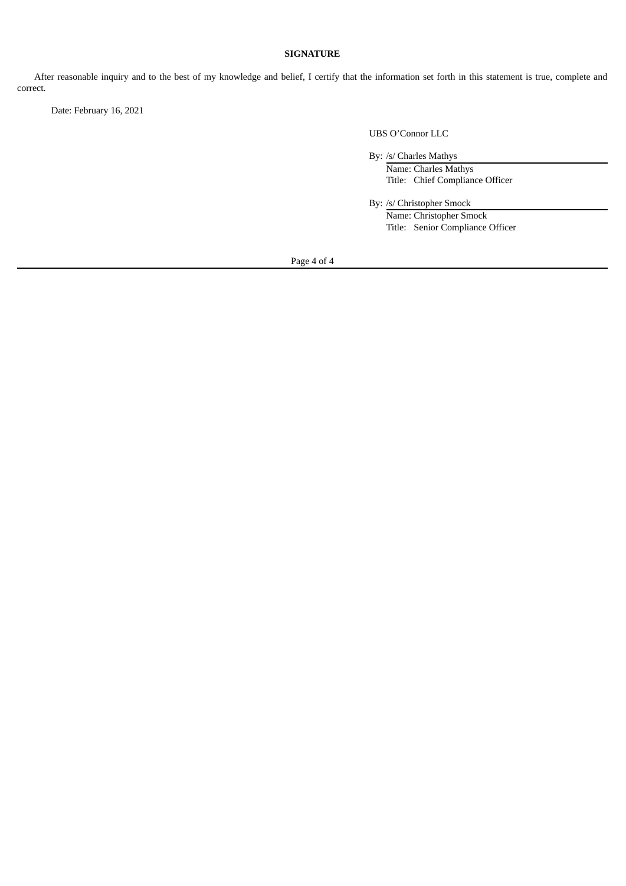**SIGNATURE**

After reasonable inquiry and to the best of my knowledge and belief, I certify that the information set forth in this statement is true, complete and correct.

Date: February 16, 2021

UBS O'Connor LLC

By: /s/ Charles Mathys
Name: Charles Mathys
Title: Chief Compliance Officer

By: /s/ Christopher Smock
Name: Christopher Smock
Title: Senior Compliance Officer